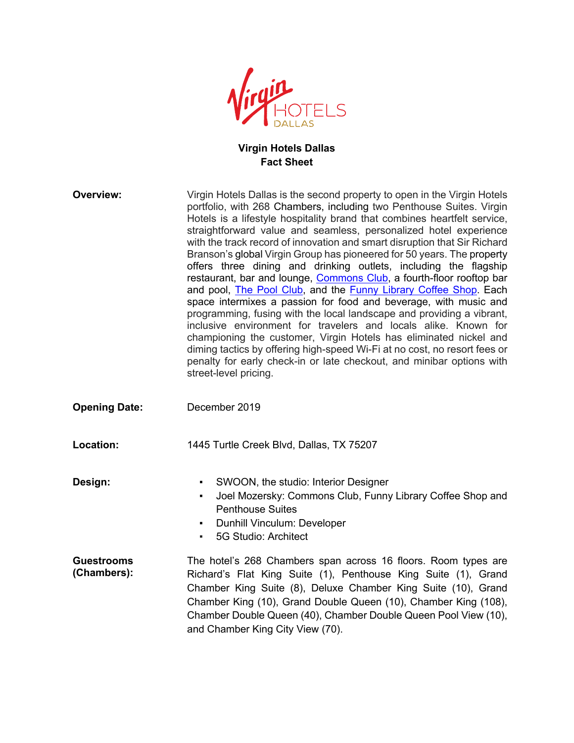# Virgin Hotels Dallas
## Fact Sheet

**Overview:**

Virgin Hotels Dallas is the second property to open in the Virgin Hotels portfolio, with 268 Chambers, including two Penthouse Suites. Virgin Hotels is a lifestyle hospitality brand that combines heartfelt service, straightforward value and seamless, personalized hotel experience with the track record of innovation and smart disruption that Sir Richard Branson's global Virgin Group has pioneered for 50 years. The property offers three dining and drinking outlets, including the flagship restaurant, bar and lounge, Commons Club, a fourth-floor rooftop bar and pool, The Pool Club, and the Funny Library Coffee Shop. Each space intermixes a passion for food and beverage, with music and programming, fusing with the local landscape and providing a vibrant, inclusive environment for travelers and locals alike. Known for championing the customer, Virgin Hotels has eliminated nickel and diming tactics by offering high-speed Wi-Fi at no cost, no resort fees or penalty for early check-in or late checkout, and minibar options with street-level pricing.

**Opening Date:**

December 2019

**Location:**

1445 Turtle Creek Blvd, Dallas, TX 75207

**Design:**

- SWOON, the studio: Interior Designer
- Joel Mozersky: Commons Club, Funny Library Coffee Shop and Penthouse Suites
- Dunhill Vinculum: Developer
- 5G Studio: Architect

**Guestrooms (Chambers):**

The hotel's 268 Chambers span across 16 floors. Room types are Richard's Flat King Suite (1), Penthouse King Suite (1), Grand Chamber King Suite (8), Deluxe Chamber King Suite (10), Grand Chamber King (10), Grand Double Queen (10), Chamber King (108), Chamber Double Queen (40), Chamber Double Queen Pool View (10), and Chamber King City View (70).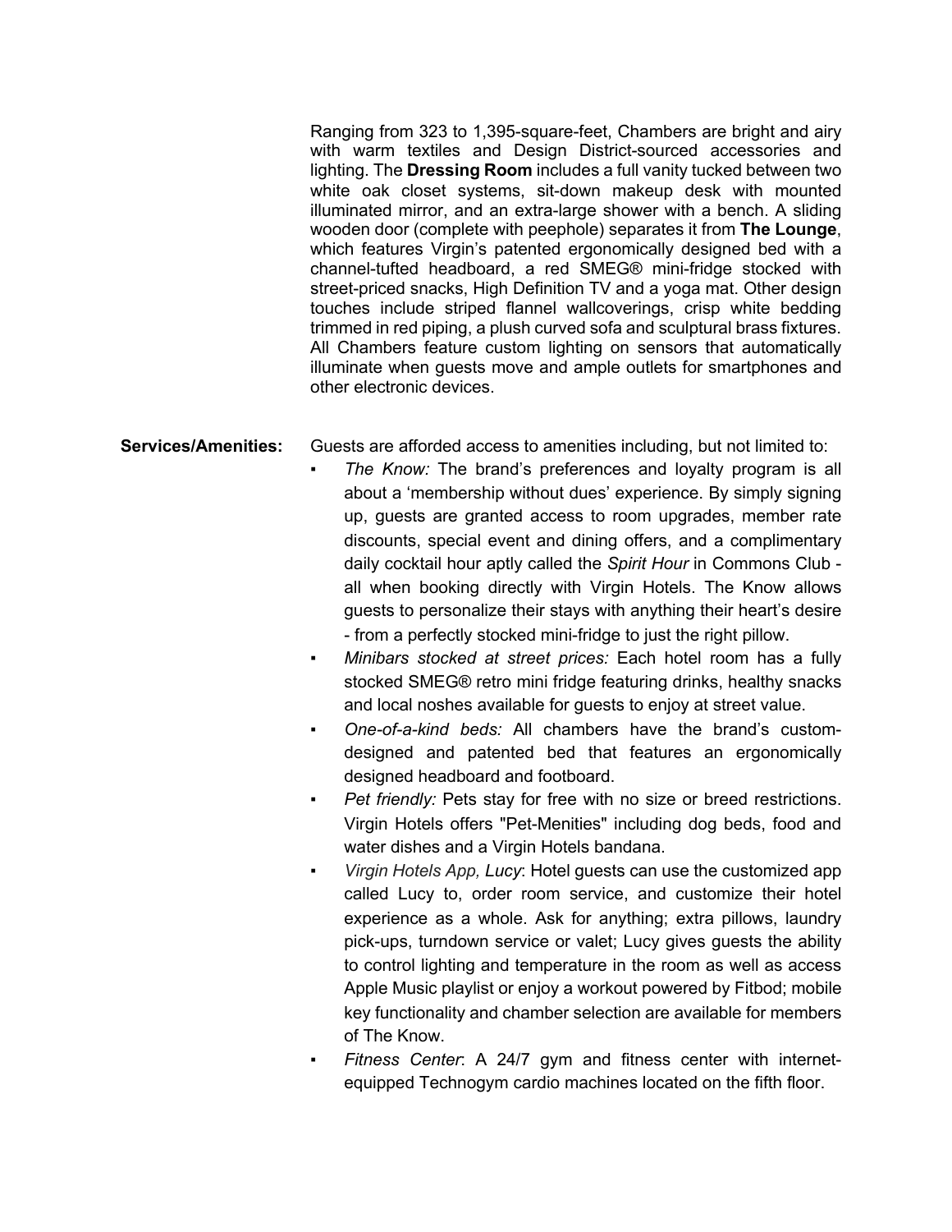Ranging from 323 to 1,395-square-feet, Chambers are bright and airy with warm textiles and Design District-sourced accessories and lighting. The **Dressing Room** includes a full vanity tucked between two white oak closet systems, sit-down makeup desk with mounted illuminated mirror, and an extra-large shower with a bench. A sliding wooden door (complete with peephole) separates it from **The Lounge**, which features Virgin's patented ergonomically designed bed with a channel-tufted headboard, a red SMEG® mini-fridge stocked with street-priced snacks, High Definition TV and a yoga mat. Other design touches include striped flannel wallcoverings, crisp white bedding trimmed in red piping, a plush curved sofa and sculptural brass fixtures. All Chambers feature custom lighting on sensors that automatically illuminate when guests move and ample outlets for smartphones and other electronic devices.

**Services/Amenities:** Guests are afforded access to amenities including, but not limited to:

- *The Know:* The brand's preferences and loyalty program is all about a 'membership without dues' experience. By simply signing up, guests are granted access to room upgrades, member rate discounts, special event and dining offers, and a complimentary daily cocktail hour aptly called the *Spirit Hour* in Commons Club - all when booking directly with Virgin Hotels. The Know allows guests to personalize their stays with anything their heart's desire - from a perfectly stocked mini-fridge to just the right pillow.
- *Minibars stocked at street prices:* Each hotel room has a fully stocked SMEG® retro mini fridge featuring drinks, healthy snacks and local noshes available for guests to enjoy at street value.
- *One-of-a-kind beds:* All chambers have the brand's custom-designed and patented bed that features an ergonomically designed headboard and footboard.
- *Pet friendly:* Pets stay for free with no size or breed restrictions. Virgin Hotels offers "Pet-Menities" including dog beds, food and water dishes and a Virgin Hotels bandana.
- *Virgin Hotels App, Lucy*: Hotel guests can use the customized app called Lucy to, order room service, and customize their hotel experience as a whole. Ask for anything; extra pillows, laundry pick-ups, turndown service or valet; Lucy gives guests the ability to control lighting and temperature in the room as well as access Apple Music playlist or enjoy a workout powered by Fitbod; mobile key functionality and chamber selection are available for members of The Know.
- *Fitness Center*: A 24/7 gym and fitness center with internet-equipped Technogym cardio machines located on the fifth floor.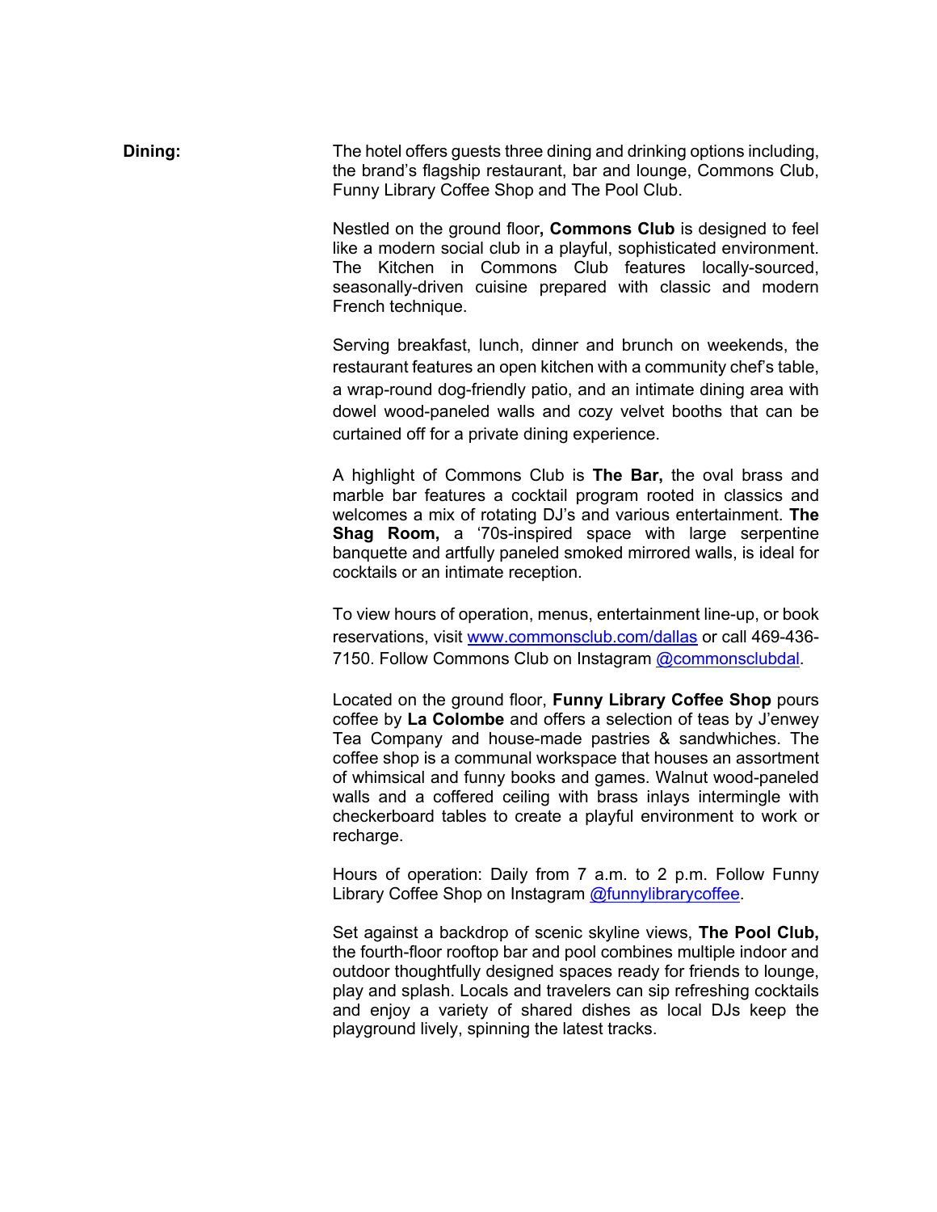**Dining:**

The hotel offers guests three dining and drinking options including, the brand's flagship restaurant, bar and lounge, Commons Club, Funny Library Coffee Shop and The Pool Club.

Nestled on the ground floor**, Commons Club** is designed to feel like a modern social club in a playful, sophisticated environment. The Kitchen in Commons Club features locally-sourced, seasonally-driven cuisine prepared with classic and modern French technique.

Serving breakfast, lunch, dinner and brunch on weekends, the restaurant features an open kitchen with a community chef's table, a wrap-round dog-friendly patio, and an intimate dining area with dowel wood-paneled walls and cozy velvet booths that can be curtained off for a private dining experience.

A highlight of Commons Club is **The Bar,** the oval brass and marble bar features a cocktail program rooted in classics and welcomes a mix of rotating DJ's and various entertainment. **The Shag Room,** a '70s-inspired space with large serpentine banquette and artfully paneled smoked mirrored walls, is ideal for cocktails or an intimate reception.

To view hours of operation, menus, entertainment line-up, or book reservations, visit [www.commonsclub.com/dallas](http://www.commonsclub.com/dallas) or call 469-436-7150. Follow Commons Club on Instagram [@commonsclubdal](https://www.instagram.com/commonsclubdal).

Located on the ground floor, **Funny Library Coffee Shop** pours coffee by **La Colombe** and offers a selection of teas by J'enwey Tea Company and house-made pastries & sandwhiches. The coffee shop is a communal workspace that houses an assortment of whimsical and funny books and games. Walnut wood-paneled walls and a coffered ceiling with brass inlays intermingle with checkerboard tables to create a playful environment to work or recharge.

Hours of operation: Daily from 7 a.m. to 2 p.m. Follow Funny Library Coffee Shop on Instagram [@funnylibrarycoffee](https://www.instagram.com/funnylibrarycoffee).

Set against a backdrop of scenic skyline views, **The Pool Club,** the fourth-floor rooftop bar and pool combines multiple indoor and outdoor thoughtfully designed spaces ready for friends to lounge, play and splash. Locals and travelers can sip refreshing cocktails and enjoy a variety of shared dishes as local DJs keep the playground lively, spinning the latest tracks.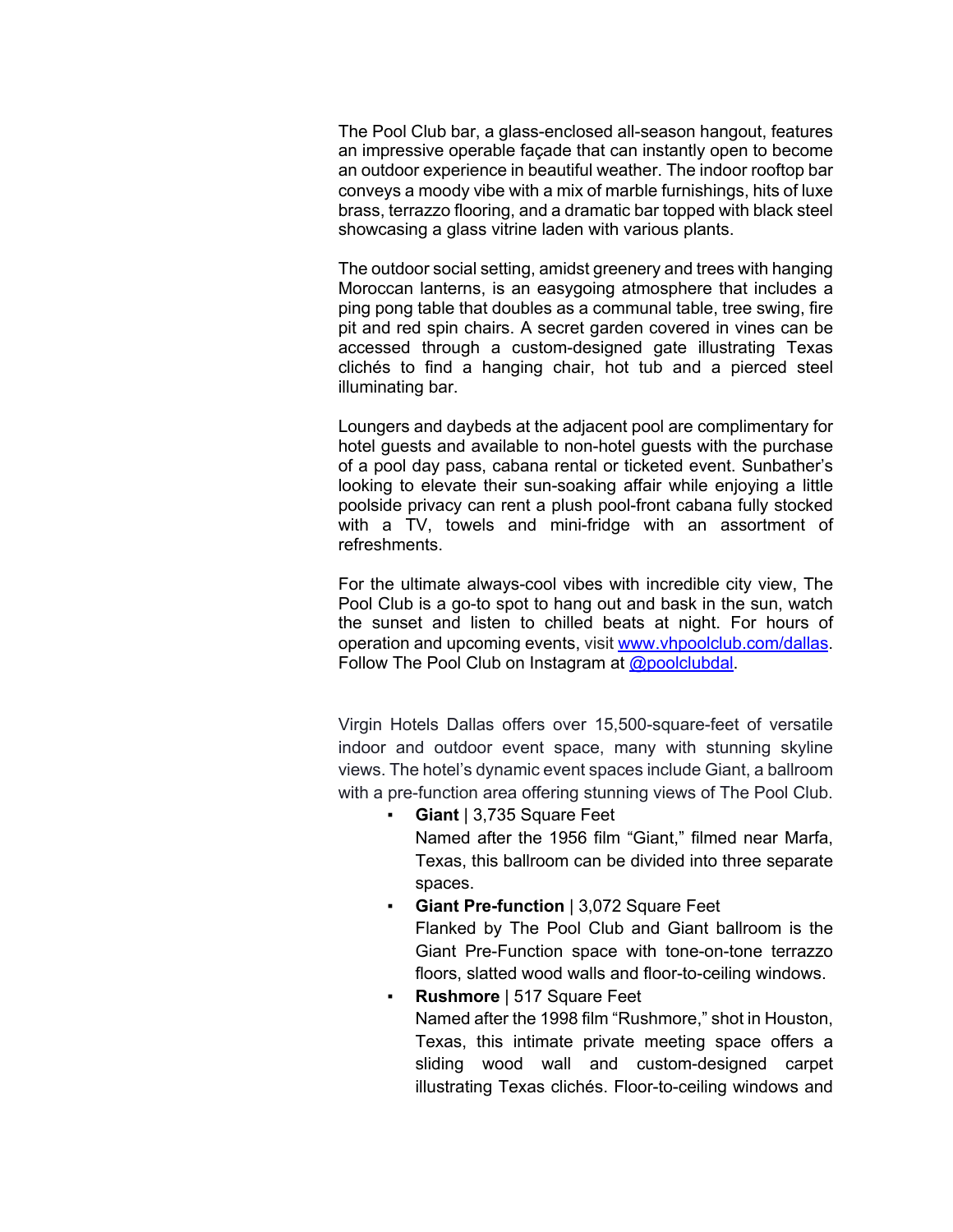The Pool Club bar, a glass-enclosed all-season hangout, features an impressive operable façade that can instantly open to become an outdoor experience in beautiful weather. The indoor rooftop bar conveys a moody vibe with a mix of marble furnishings, hits of luxe brass, terrazzo flooring, and a dramatic bar topped with black steel showcasing a glass vitrine laden with various plants.

The outdoor social setting, amidst greenery and trees with hanging Moroccan lanterns, is an easygoing atmosphere that includes a ping pong table that doubles as a communal table, tree swing, fire pit and red spin chairs. A secret garden covered in vines can be accessed through a custom-designed gate illustrating Texas clichés to find a hanging chair, hot tub and a pierced steel illuminating bar.

Loungers and daybeds at the adjacent pool are complimentary for hotel guests and available to non-hotel guests with the purchase of a pool day pass, cabana rental or ticketed event. Sunbather's looking to elevate their sun-soaking affair while enjoying a little poolside privacy can rent a plush pool-front cabana fully stocked with a TV, towels and mini-fridge with an assortment of refreshments.

For the ultimate always-cool vibes with incredible city view, The Pool Club is a go-to spot to hang out and bask in the sun, watch the sunset and listen to chilled beats at night. For hours of operation and upcoming events, visit [www.vhpoolclub.com/dallas](http://www.vhpoolclub.com/dallas). Follow The Pool Club on Instagram at [@poolclubdal](https://www.instagram.com/poolclubdal).

Virgin Hotels Dallas offers over 15,500-square-feet of versatile indoor and outdoor event space, many with stunning skyline views. The hotel's dynamic event spaces include Giant, a ballroom with a pre-function area offering stunning views of The Pool Club.

- **Giant** | 3,735 Square Feet
  Named after the 1956 film "Giant," filmed near Marfa, Texas, this ballroom can be divided into three separate spaces.
- **Giant Pre-function** | 3,072 Square Feet
  Flanked by The Pool Club and Giant ballroom is the Giant Pre-Function space with tone-on-tone terrazzo floors, slatted wood walls and floor-to-ceiling windows.
- **Rushmore** | 517 Square Feet
  Named after the 1998 film "Rushmore," shot in Houston, Texas, this intimate private meeting space offers a sliding wood wall and custom-designed carpet illustrating Texas clichés. Floor-to-ceiling windows and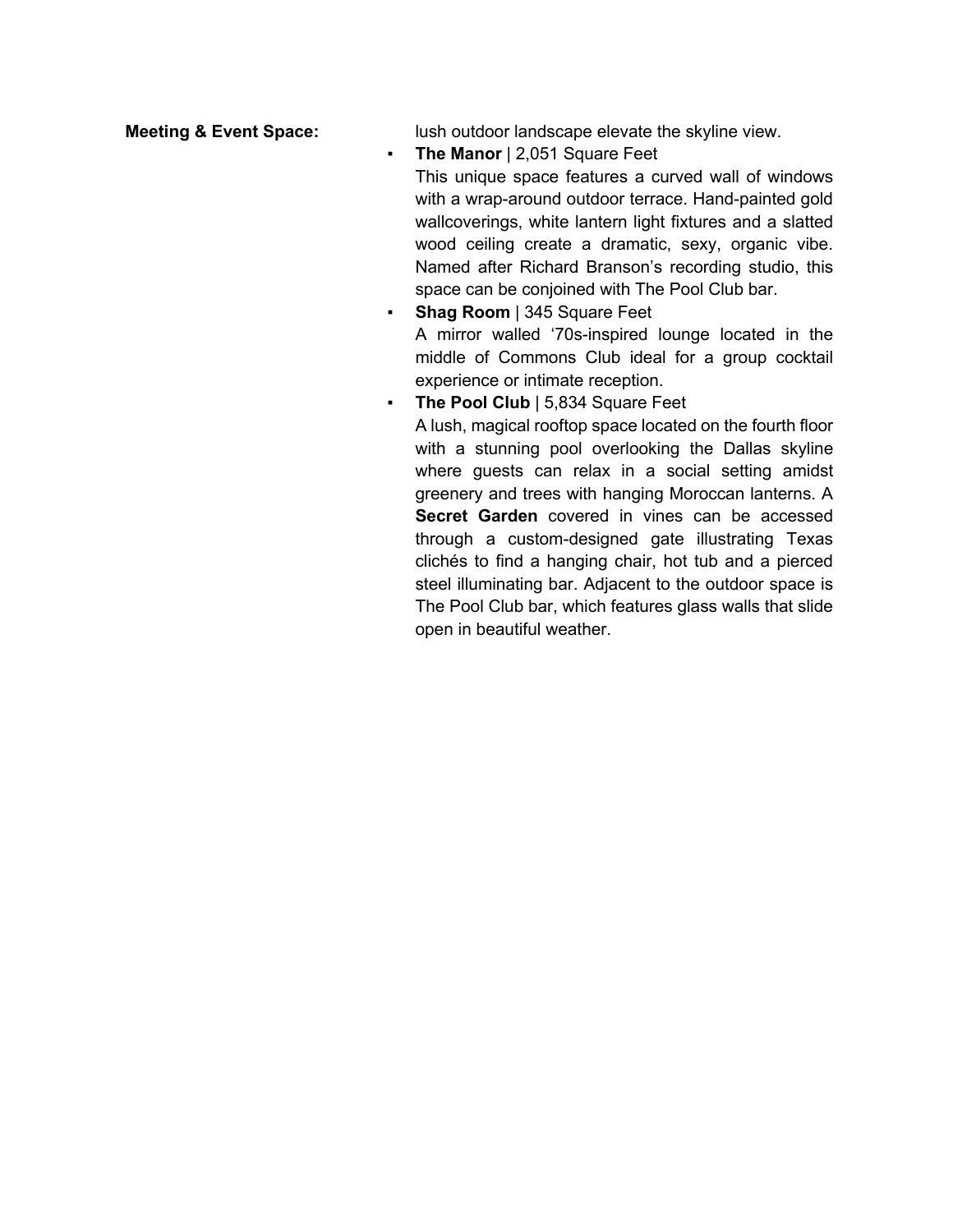**Meeting & Event Space:**

lush outdoor landscape elevate the skyline view.

- **The Manor** | 2,051 Square Feet
  This unique space features a curved wall of windows with a wrap-around outdoor terrace. Hand-painted gold wallcoverings, white lantern light fixtures and a slatted wood ceiling create a dramatic, sexy, organic vibe. Named after Richard Branson's recording studio, this space can be conjoined with The Pool Club bar.
- **Shag Room** | 345 Square Feet
  A mirror walled '70s-inspired lounge located in the middle of Commons Club ideal for a group cocktail experience or intimate reception.
- **The Pool Club** | 5,834 Square Feet
  A lush, magical rooftop space located on the fourth floor with a stunning pool overlooking the Dallas skyline where guests can relax in a social setting amidst greenery and trees with hanging Moroccan lanterns. A **Secret Garden** covered in vines can be accessed through a custom-designed gate illustrating Texas clichés to find a hanging chair, hot tub and a pierced steel illuminating bar. Adjacent to the outdoor space is The Pool Club bar, which features glass walls that slide open in beautiful weather.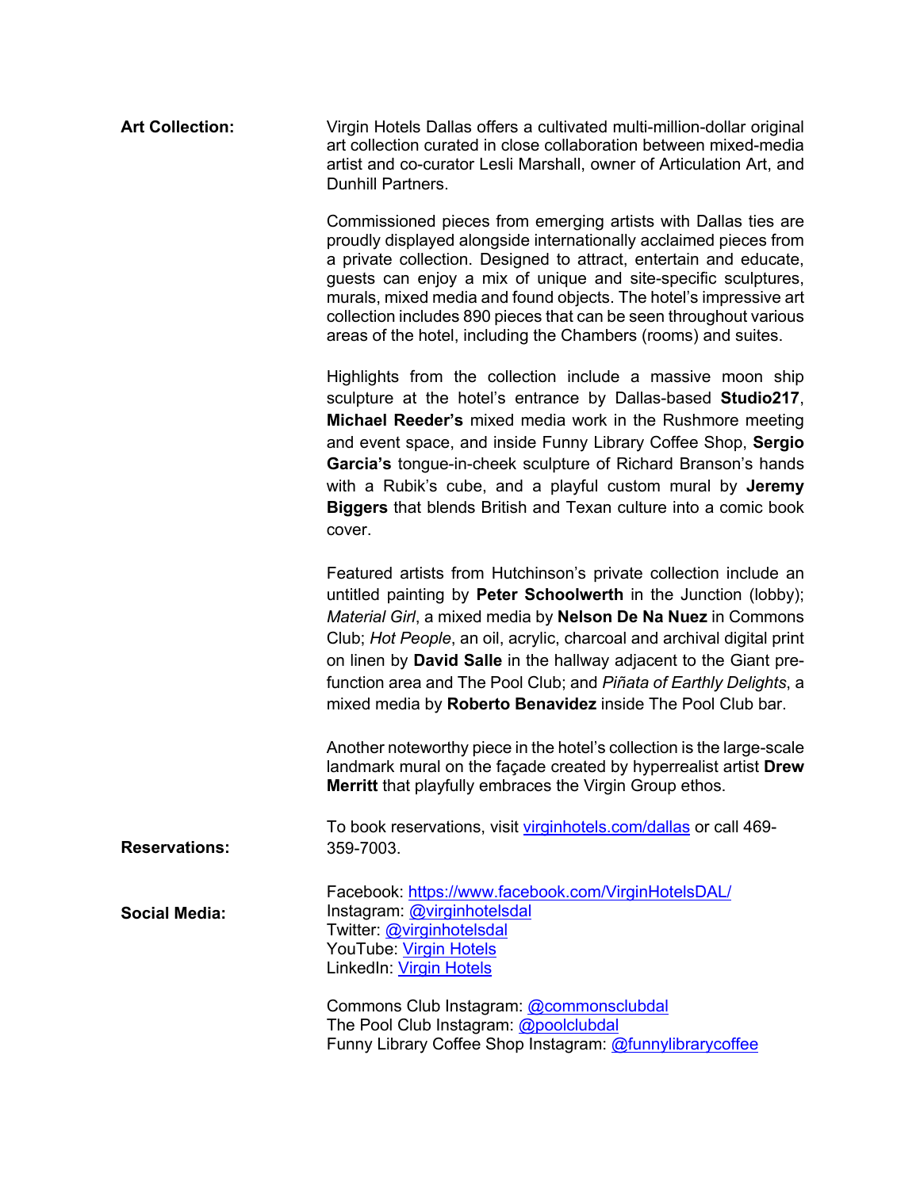**Art Collection:**

Virgin Hotels Dallas offers a cultivated multi-million-dollar original art collection curated in close collaboration between mixed-media artist and co-curator Lesli Marshall, owner of Articulation Art, and Dunhill Partners.

Commissioned pieces from emerging artists with Dallas ties are proudly displayed alongside internationally acclaimed pieces from a private collection. Designed to attract, entertain and educate, guests can enjoy a mix of unique and site-specific sculptures, murals, mixed media and found objects. The hotel's impressive art collection includes 890 pieces that can be seen throughout various areas of the hotel, including the Chambers (rooms) and suites.

Highlights from the collection include a massive moon ship sculpture at the hotel's entrance by Dallas-based **Studio217**, **Michael Reeder's** mixed media work in the Rushmore meeting and event space, and inside Funny Library Coffee Shop, **Sergio Garcia's** tongue-in-cheek sculpture of Richard Branson's hands with a Rubik's cube, and a playful custom mural by **Jeremy Biggers** that blends British and Texan culture into a comic book cover.

Featured artists from Hutchinson's private collection include an untitled painting by **Peter Schoolwerth** in the Junction (lobby); *Material Girl*, a mixed media by **Nelson De Na Nuez** in Commons Club; *Hot People*, an oil, acrylic, charcoal and archival digital print on linen by **David Salle** in the hallway adjacent to the Giant pre-function area and The Pool Club; and *Piñata of Earthly Delights*, a mixed media by **Roberto Benavidez** inside The Pool Club bar.

Another noteworthy piece in the hotel's collection is the large-scale landmark mural on the façade created by hyperrealist artist **Drew Merritt** that playfully embraces the Virgin Group ethos.

**Reservations:**

To book reservations, visit [virginhotels.com/dallas](virginhotels.com/dallas) or call 469-359-7003.

**Social Media:**

Facebook: [https://www.facebook.com/VirginHotelsDAL/](https://www.facebook.com/VirginHotelsDAL/)
Instagram: @virginhotelsdal
Twitter: @virginhotelsdal
YouTube: Virgin Hotels
LinkedIn: Virgin Hotels

Commons Club Instagram: @commonsclubdal
The Pool Club Instagram: @poolclubdal
Funny Library Coffee Shop Instagram: @funnylibrarycoffee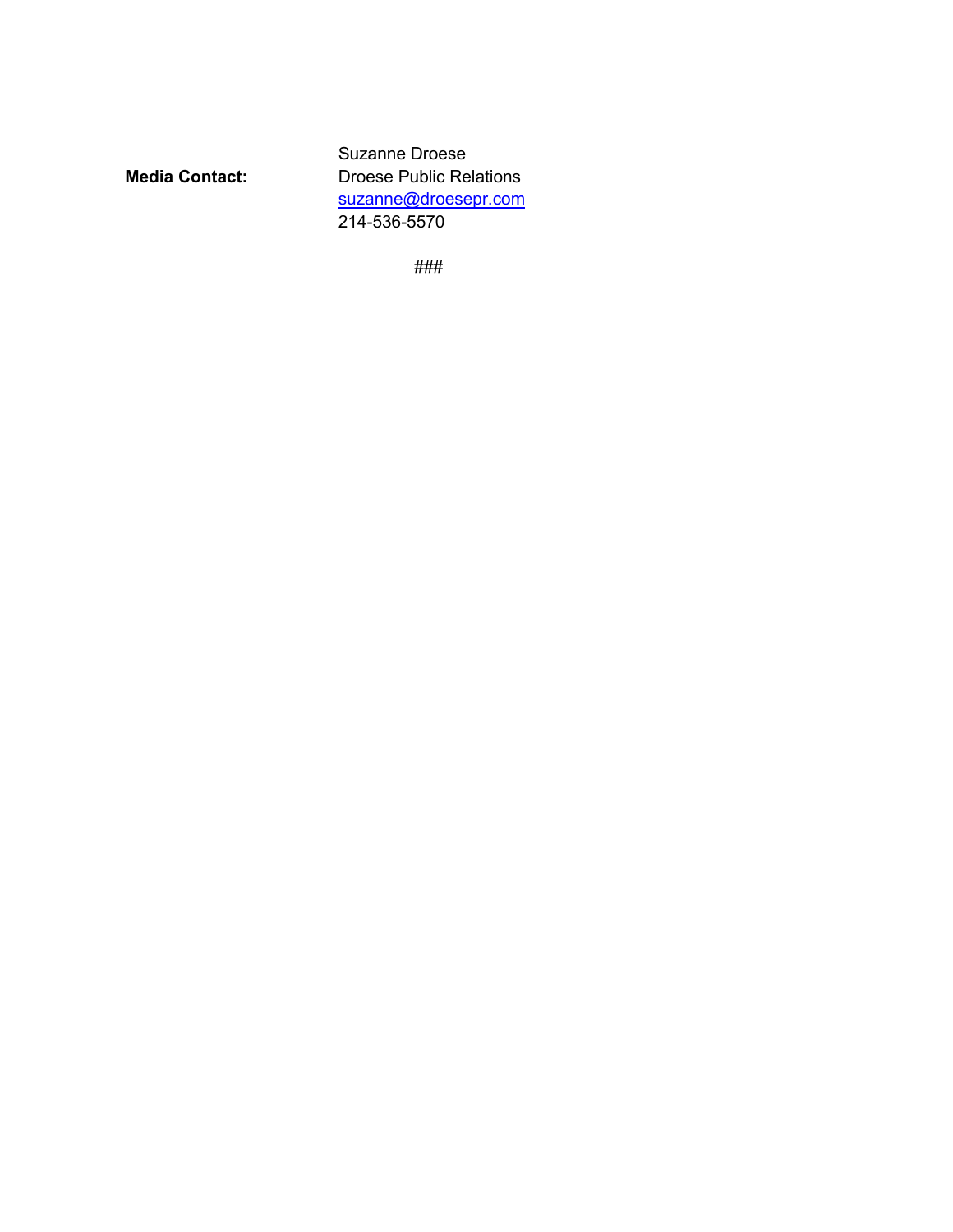**Media Contact:**

Suzanne Droese
Droese Public Relations
suzanne@droesepr.com
214-536-5570

###